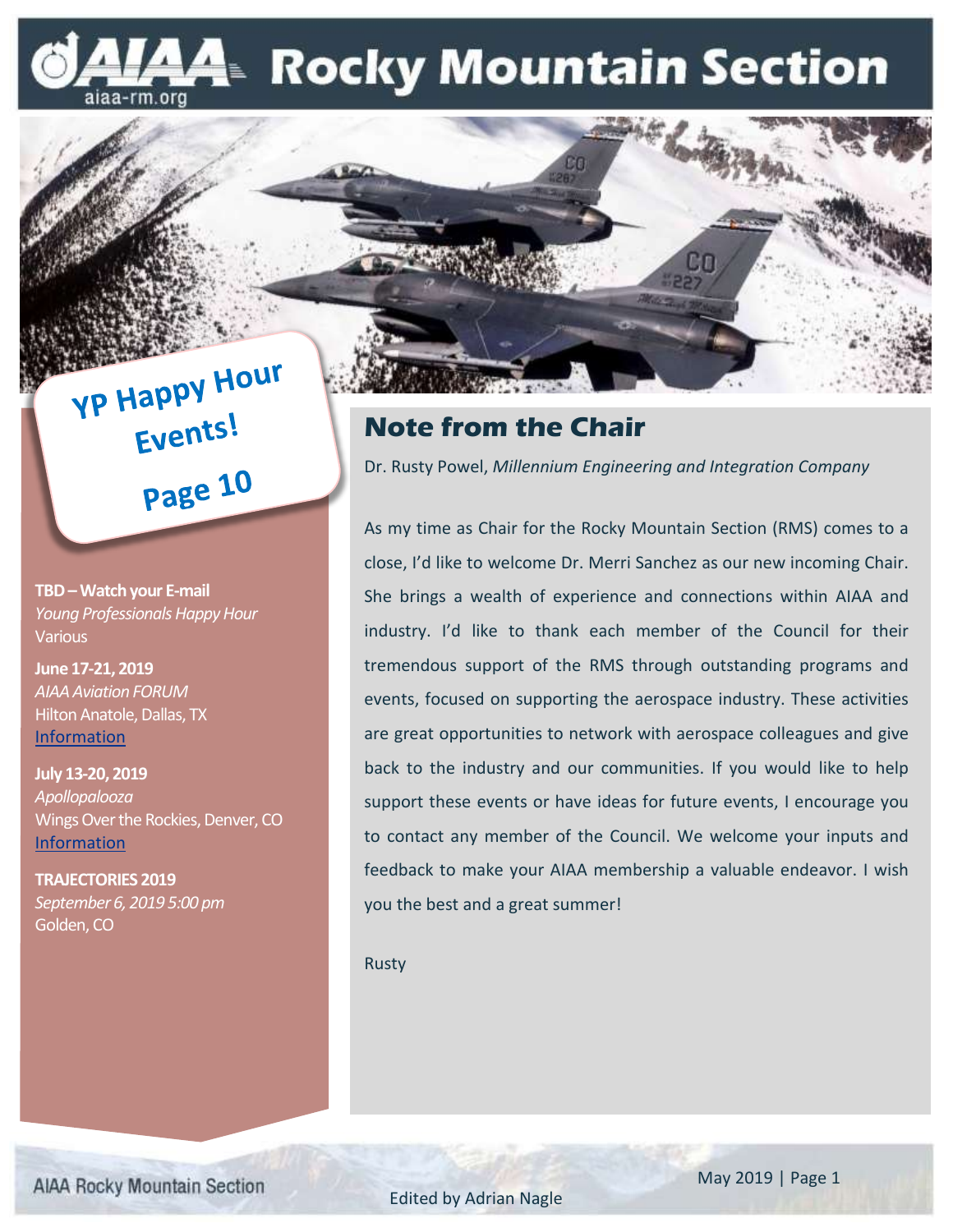# AIAA Rocky Mountain Section

aiaa-rm.org

**YP Happy Hour Events!**

**Page 10**

**TBD – Watch your E-mail**
*Young Professionals Happy Hour*
Various

**June 17-21, 2019**
*AIAA Aviation FORUM*
Hilton Anatole, Dallas, TX
Information

**July 13-20, 2019**
*Apollopalooza*
Wings Over the Rockies, Denver, CO
Information

**TRAJECTORIES 2019**
*September 6, 2019 5:00 pm*
Golden, CO

## Note from the Chair

Dr. Rusty Powel, *Millennium Engineering and Integration Company*

As my time as Chair for the Rocky Mountain Section (RMS) comes to a close, I'd like to welcome Dr. Merri Sanchez as our new incoming Chair. She brings a wealth of experience and connections within AIAA and industry. I'd like to thank each member of the Council for their tremendous support of the RMS through outstanding programs and events, focused on supporting the aerospace industry. These activities are great opportunities to network with aerospace colleagues and give back to the industry and our communities. If you would like to help support these events or have ideas for future events, I encourage you to contact any member of the Council. We welcome your inputs and feedback to make your AIAA membership a valuable endeavor. I wish you the best and a great summer!

Rusty

Edited by Adrian Nagle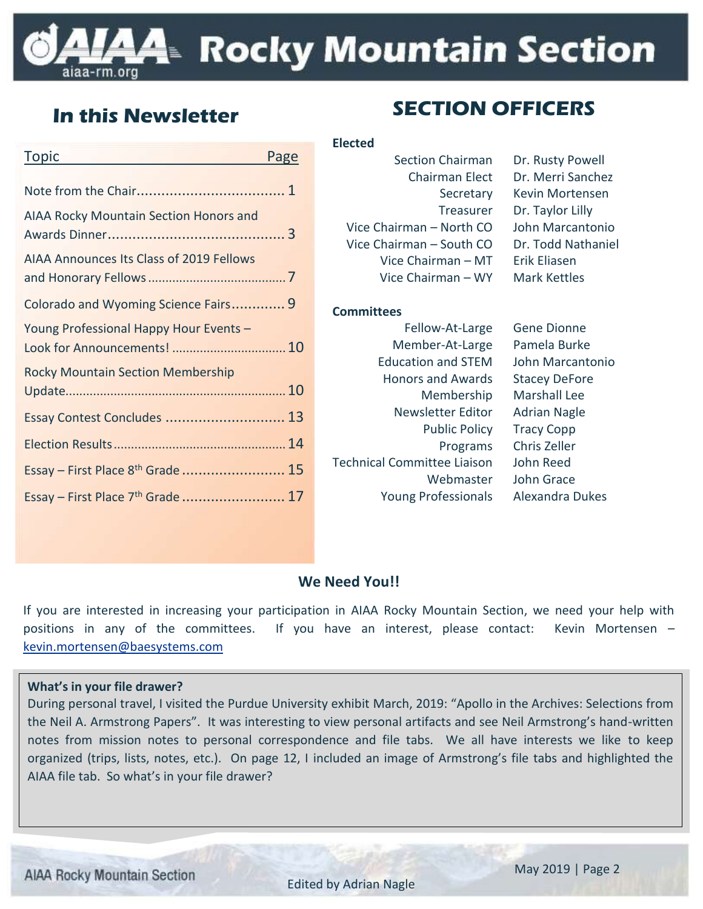# AIAA Rocky Mountain Section

## In this Newsletter

| Topic | Page |
| --- | --- |
| Note from the Chair | 1 |
| AIAA Rocky Mountain Section Honors and Awards Dinner | 3 |
| AIAA Announces Its Class of 2019 Fellows and Honorary Fellows | 7 |
| Colorado and Wyoming Science Fairs | 9 |
| Young Professional Happy Hour Events – Look for Announcements! | 10 |
| Rocky Mountain Section Membership Update | 10 |
| Essay Contest Concludes | 13 |
| Election Results | 14 |
| Essay – First Place 8th Grade | 15 |
| Essay – First Place 7th Grade | 17 |

## SECTION OFFICERS

**Elected**

| | |
| --- | --- |
| Section Chairman | Dr. Rusty Powell |
| Chairman Elect | Dr. Merri Sanchez |
| Secretary | Kevin Mortensen |
| Treasurer | Dr. Taylor Lilly |
| Vice Chairman – North CO | John Marcantonio |
| Vice Chairman – South CO | Dr. Todd Nathaniel |
| Vice Chairman – MT | Erik Eliasen |
| Vice Chairman – WY | Mark Kettles |

**Committees**

| | |
| --- | --- |
| Fellow-At-Large | Gene Dionne |
| Member-At-Large | Pamela Burke |
| Education and STEM | John Marcantonio |
| Honors and Awards | Stacey DeFore |
| Membership | Marshall Lee |
| Newsletter Editor | Adrian Nagle |
| Public Policy | Tracy Copp |
| Programs | Chris Zeller |
| Technical Committee Liaison | John Reed |
| Webmaster | John Grace |
| Young Professionals | Alexandra Dukes |

### We Need You!!

If you are interested in increasing your participation in AIAA Rocky Mountain Section, we need your help with positions in any of the committees. If you have an interest, please contact: Kevin Mortensen – kevin.mortensen@baesystems.com

**What's in your file drawer?**

During personal travel, I visited the Purdue University exhibit March, 2019: "Apollo in the Archives: Selections from the Neil A. Armstrong Papers". It was interesting to view personal artifacts and see Neil Armstrong's hand-written notes from mission notes to personal correspondence and file tabs. We all have interests we like to keep organized (trips, lists, notes, etc.). On page 12, I included an image of Armstrong's file tabs and highlighted the AIAA file tab. So what's in your file drawer?

Edited by Adrian Nagle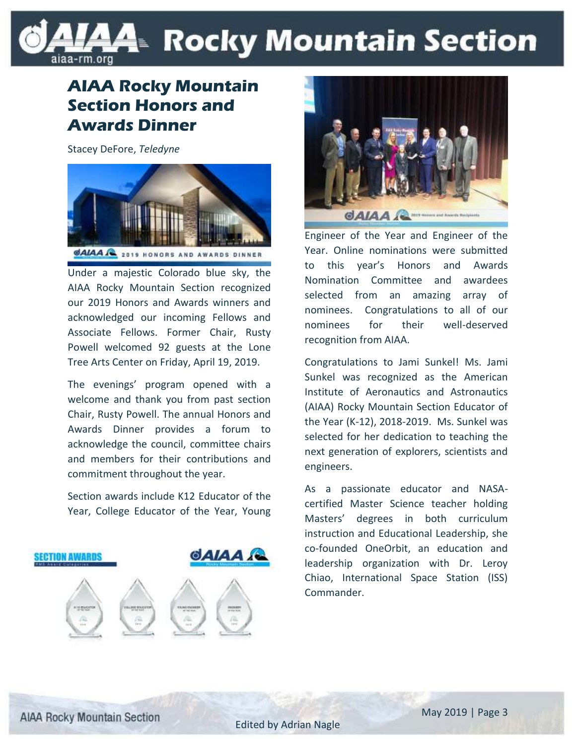# AIAA Rocky Mountain Section Honors and Awards Dinner

Stacey DeFore, *Teledyne*

Under a majestic Colorado blue sky, the AIAA Rocky Mountain Section recognized our 2019 Honors and Awards winners and acknowledged our incoming Fellows and Associate Fellows. Former Chair, Rusty Powell welcomed 92 guests at the Lone Tree Arts Center on Friday, April 19, 2019.

The evenings' program opened with a welcome and thank you from past section Chair, Rusty Powell. The annual Honors and Awards Dinner provides a forum to acknowledge the council, committee chairs and members for their contributions and commitment throughout the year.

Section awards include K12 Educator of the Year, College Educator of the Year, Young Engineer of the Year and Engineer of the Year. Online nominations were submitted to this year's Honors and Awards Nomination Committee and awardees selected from an amazing array of nominees. Congratulations to all of our nominees for their well-deserved recognition from AIAA.

Congratulations to Jami Sunkel! Ms. Jami Sunkel was recognized as the American Institute of Aeronautics and Astronautics (AIAA) Rocky Mountain Section Educator of the Year (K-12), 2018-2019. Ms. Sunkel was selected for her dedication to teaching the next generation of explorers, scientists and engineers.

As a passionate educator and NASA-certified Master Science teacher holding Masters' degrees in both curriculum instruction and Educational Leadership, she co-founded OneOrbit, an education and leadership organization with Dr. Leroy Chiao, International Space Station (ISS) Commander.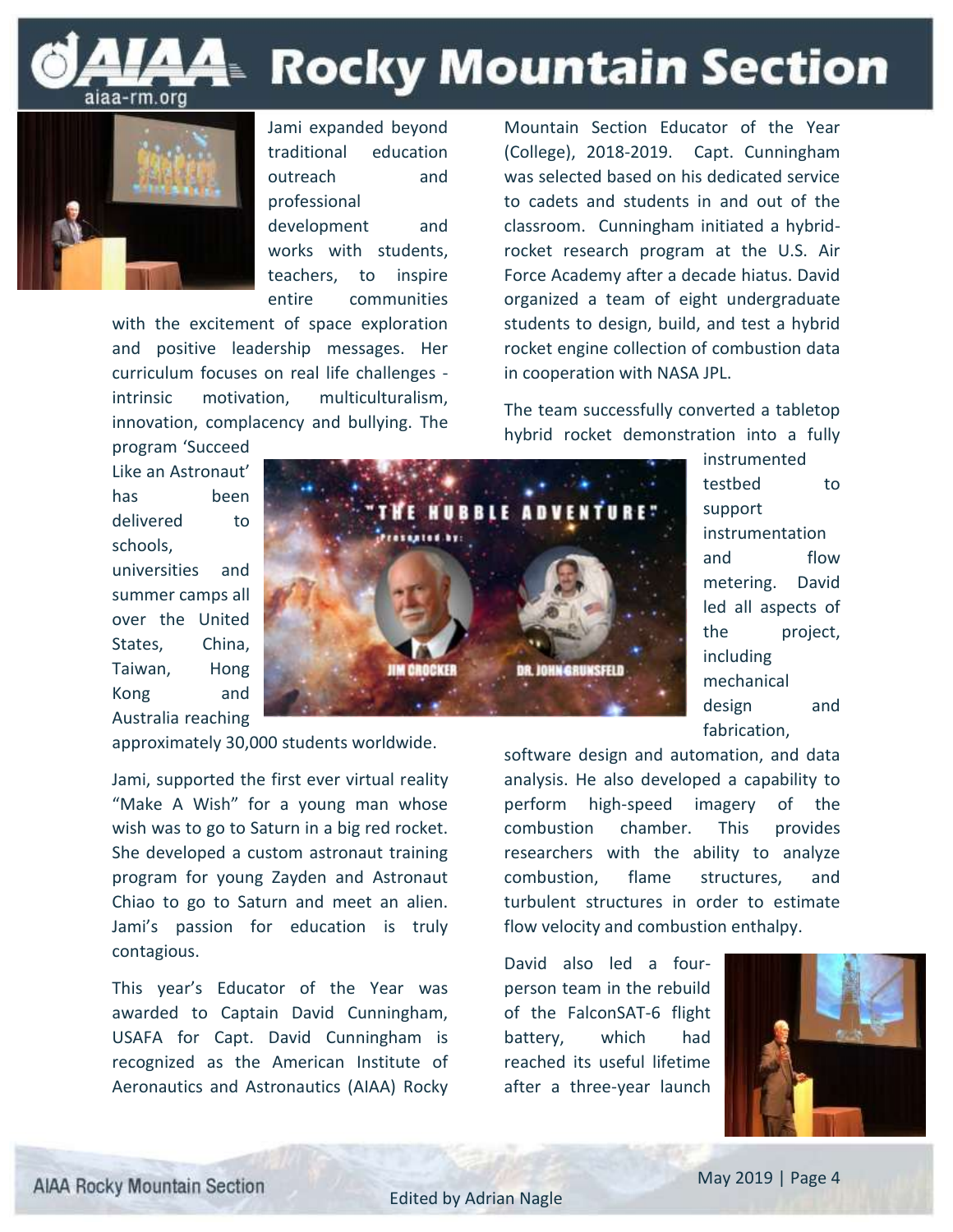Jami expanded beyond traditional education outreach and professional development and works with students, teachers, to inspire entire communities with the excitement of space exploration and positive leadership messages. Her curriculum focuses on real life challenges - intrinsic motivation, multiculturalism, innovation, complacency and bullying. The program 'Succeed Like an Astronaut' has been delivered to schools, universities and summer camps all over the United States, China, Taiwan, Hong Kong and Australia reaching approximately 30,000 students worldwide.

Jami, supported the first ever virtual reality "Make A Wish" for a young man whose wish was to go to Saturn in a big red rocket. She developed a custom astronaut training program for young Zayden and Astronaut Chiao to go to Saturn and meet an alien. Jami's passion for education is truly contagious.

This year's Educator of the Year was awarded to Captain David Cunningham, USAFA for Capt. David Cunningham is recognized as the American Institute of Aeronautics and Astronautics (AIAA) Rocky Mountain Section Educator of the Year (College), 2018-2019. Capt. Cunningham was selected based on his dedicated service to cadets and students in and out of the classroom. Cunningham initiated a hybrid-rocket research program at the U.S. Air Force Academy after a decade hiatus. David organized a team of eight undergraduate students to design, build, and test a hybrid rocket engine collection of combustion data in cooperation with NASA JPL.

The team successfully converted a tabletop hybrid rocket demonstration into a fully instrumented testbed to support instrumentation and flow metering. David led all aspects of the project, including mechanical design and fabrication, software design and automation, and data analysis. He also developed a capability to perform high-speed imagery of the combustion chamber. This provides researchers with the ability to analyze combustion, flame structures, and turbulent structures in order to estimate flow velocity and combustion enthalpy.

David also led a four-person team in the rebuild of the FalconSAT-6 flight battery, which had reached its useful lifetime after a three-year launch

Edited by Adrian Nagle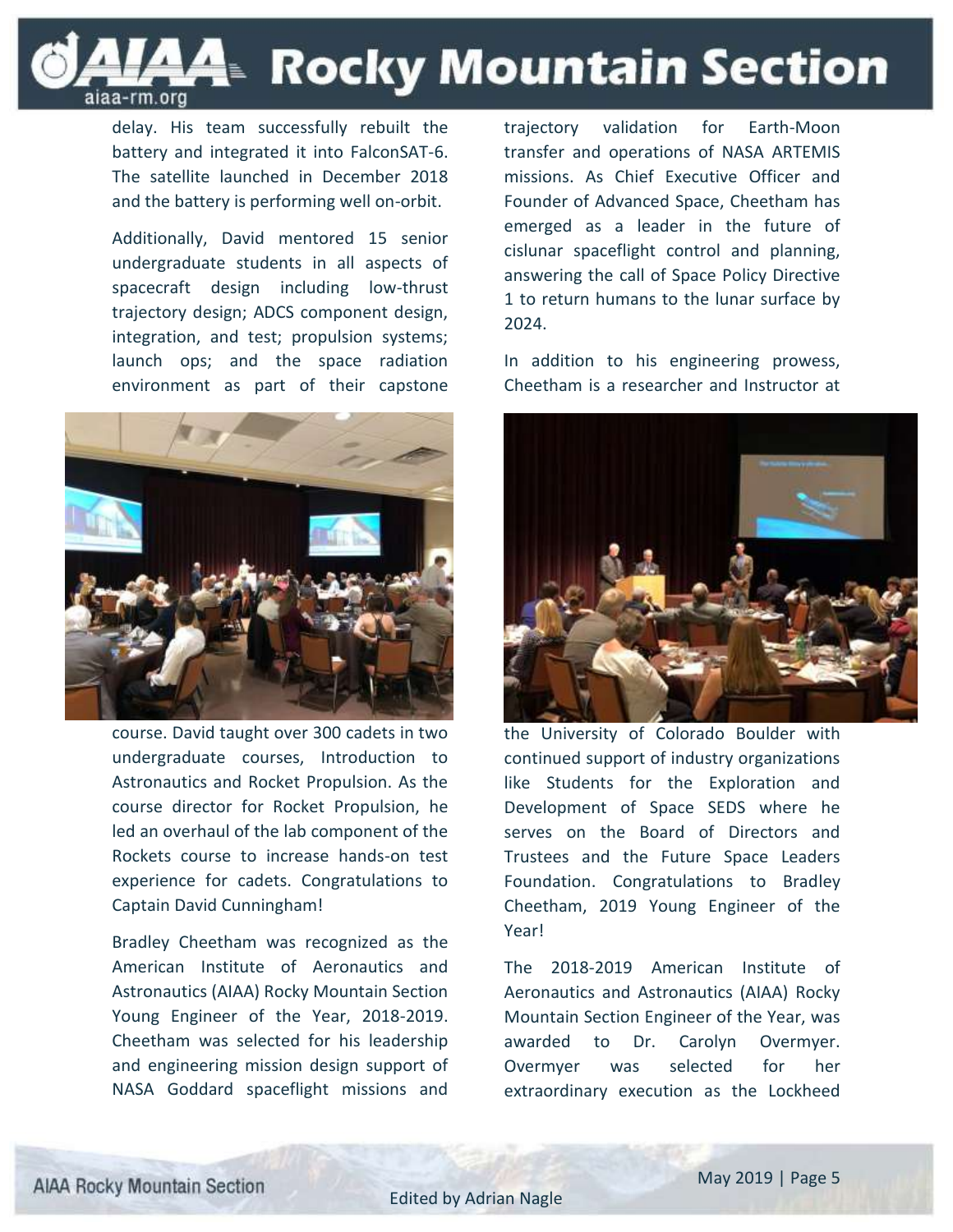delay. His team successfully rebuilt the battery and integrated it into FalconSAT-6. The satellite launched in December 2018 and the battery is performing well on-orbit.

Additionally, David mentored 15 senior undergraduate students in all aspects of spacecraft design including low-thrust trajectory design; ADCS component design, integration, and test; propulsion systems; launch ops; and the space radiation environment as part of their capstone course. David taught over 300 cadets in two undergraduate courses, Introduction to Astronautics and Rocket Propulsion. As the course director for Rocket Propulsion, he led an overhaul of the lab component of the Rockets course to increase hands-on test experience for cadets. Congratulations to Captain David Cunningham!

Bradley Cheetham was recognized as the American Institute of Aeronautics and Astronautics (AIAA) Rocky Mountain Section Young Engineer of the Year, 2018-2019. Cheetham was selected for his leadership and engineering mission design support of NASA Goddard spaceflight missions and trajectory validation for Earth-Moon transfer and operations of NASA ARTEMIS missions. As Chief Executive Officer and Founder of Advanced Space, Cheetham has emerged as a leader in the future of cislunar spaceflight control and planning, answering the call of Space Policy Directive 1 to return humans to the lunar surface by 2024.

In addition to his engineering prowess, Cheetham is a researcher and Instructor at the University of Colorado Boulder with continued support of industry organizations like Students for the Exploration and Development of Space SEDS where he serves on the Board of Directors and Trustees and the Future Space Leaders Foundation. Congratulations to Bradley Cheetham, 2019 Young Engineer of the Year!

The 2018-2019 American Institute of Aeronautics and Astronautics (AIAA) Rocky Mountain Section Engineer of the Year, was awarded to Dr. Carolyn Overmyer. Overmyer was selected for her extraordinary execution as the Lockheed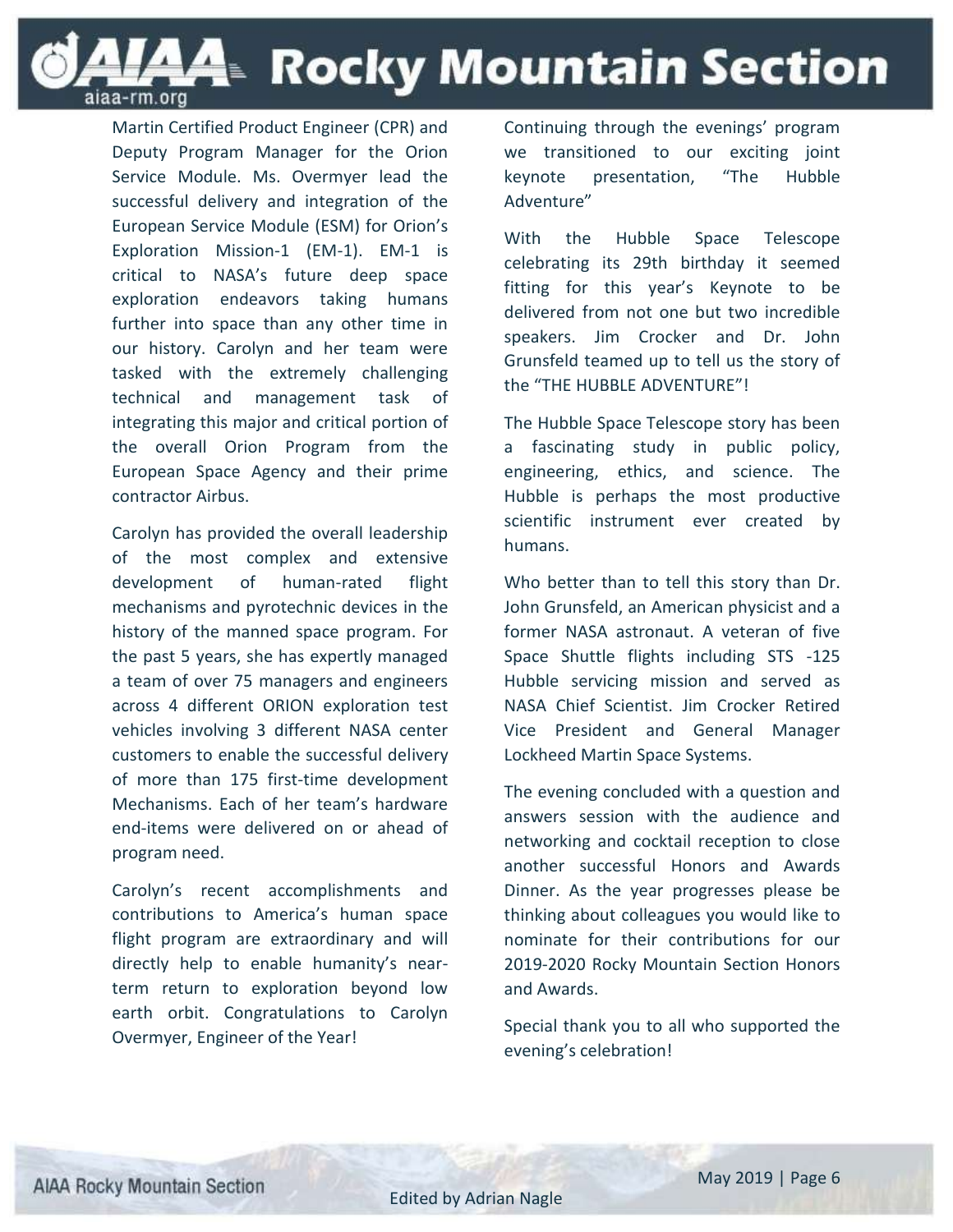Martin Certified Product Engineer (CPR) and Deputy Program Manager for the Orion Service Module. Ms. Overmyer lead the successful delivery and integration of the European Service Module (ESM) for Orion's Exploration Mission-1 (EM-1). EM-1 is critical to NASA's future deep space exploration endeavors taking humans further into space than any other time in our history. Carolyn and her team were tasked with the extremely challenging technical and management task of integrating this major and critical portion of the overall Orion Program from the European Space Agency and their prime contractor Airbus.

Carolyn has provided the overall leadership of the most complex and extensive development of human-rated flight mechanisms and pyrotechnic devices in the history of the manned space program. For the past 5 years, she has expertly managed a team of over 75 managers and engineers across 4 different ORION exploration test vehicles involving 3 different NASA center customers to enable the successful delivery of more than 175 first-time development Mechanisms. Each of her team's hardware end-items were delivered on or ahead of program need.

Carolyn's recent accomplishments and contributions to America's human space flight program are extraordinary and will directly help to enable humanity's near-term return to exploration beyond low earth orbit. Congratulations to Carolyn Overmyer, Engineer of the Year!

Continuing through the evenings' program we transitioned to our exciting joint keynote presentation, "The Hubble Adventure"

With the Hubble Space Telescope celebrating its 29th birthday it seemed fitting for this year's Keynote to be delivered from not one but two incredible speakers. Jim Crocker and Dr. John Grunsfeld teamed up to tell us the story of the "THE HUBBLE ADVENTURE"!

The Hubble Space Telescope story has been a fascinating study in public policy, engineering, ethics, and science. The Hubble is perhaps the most productive scientific instrument ever created by humans.

Who better than to tell this story than Dr. John Grunsfeld, an American physicist and a former NASA astronaut. A veteran of five Space Shuttle flights including STS -125 Hubble servicing mission and served as NASA Chief Scientist. Jim Crocker Retired Vice President and General Manager Lockheed Martin Space Systems.

The evening concluded with a question and answers session with the audience and networking and cocktail reception to close another successful Honors and Awards Dinner. As the year progresses please be thinking about colleagues you would like to nominate for their contributions for our 2019-2020 Rocky Mountain Section Honors and Awards.

Special thank you to all who supported the evening's celebration!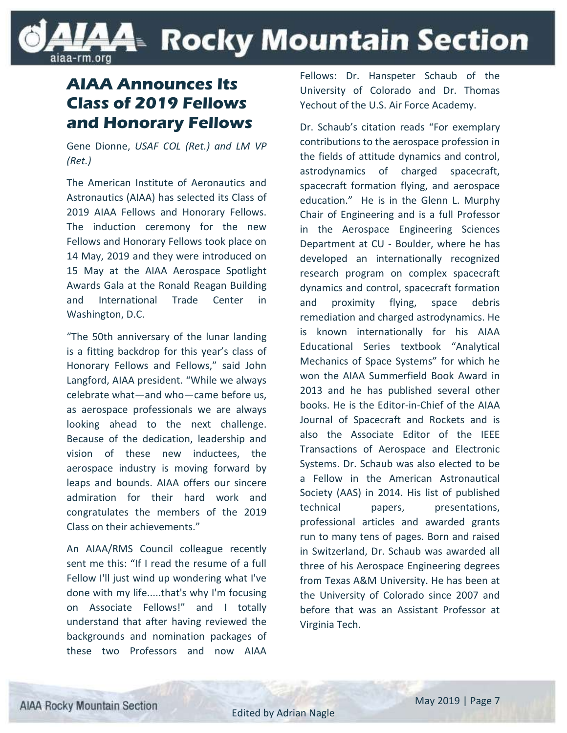## AIAA Announces Its Class of 2019 Fellows and Honorary Fellows

Gene Dionne, *USAF COL (Ret.) and LM VP (Ret.)*

The American Institute of Aeronautics and Astronautics (AIAA) has selected its Class of 2019 AIAA Fellows and Honorary Fellows. The induction ceremony for the new Fellows and Honorary Fellows took place on 14 May, 2019 and they were introduced on 15 May at the AIAA Aerospace Spotlight Awards Gala at the Ronald Reagan Building and International Trade Center in Washington, D.C.

"The 50th anniversary of the lunar landing is a fitting backdrop for this year's class of Honorary Fellows and Fellows," said John Langford, AIAA president. "While we always celebrate what—and who—came before us, as aerospace professionals we are always looking ahead to the next challenge. Because of the dedication, leadership and vision of these new inductees, the aerospace industry is moving forward by leaps and bounds. AIAA offers our sincere admiration for their hard work and congratulates the members of the 2019 Class on their achievements."

An AIAA/RMS Council colleague recently sent me this: "If I read the resume of a full Fellow I'll just wind up wondering what I've done with my life.....that's why I'm focusing on Associate Fellows!" and I totally understand that after having reviewed the backgrounds and nomination packages of these two Professors and now AIAA Fellows: Dr. Hanspeter Schaub of the University of Colorado and Dr. Thomas Yechout of the U.S. Air Force Academy.

Dr. Schaub's citation reads "For exemplary contributions to the aerospace profession in the fields of attitude dynamics and control, astrodynamics of charged spacecraft, spacecraft formation flying, and aerospace education." He is in the Glenn L. Murphy Chair of Engineering and is a full Professor in the Aerospace Engineering Sciences Department at CU - Boulder, where he has developed an internationally recognized research program on complex spacecraft dynamics and control, spacecraft formation and proximity flying, space debris remediation and charged astrodynamics. He is known internationally for his AIAA Educational Series textbook "Analytical Mechanics of Space Systems" for which he won the AIAA Summerfield Book Award in 2013 and he has published several other books. He is the Editor-in-Chief of the AIAA Journal of Spacecraft and Rockets and is also the Associate Editor of the IEEE Transactions of Aerospace and Electronic Systems. Dr. Schaub was also elected to be a Fellow in the American Astronautical Society (AAS) in 2014. His list of published technical papers, presentations, professional articles and awarded grants run to many tens of pages. Born and raised in Switzerland, Dr. Schaub was awarded all three of his Aerospace Engineering degrees from Texas A&M University. He has been at the University of Colorado since 2007 and before that was an Assistant Professor at Virginia Tech.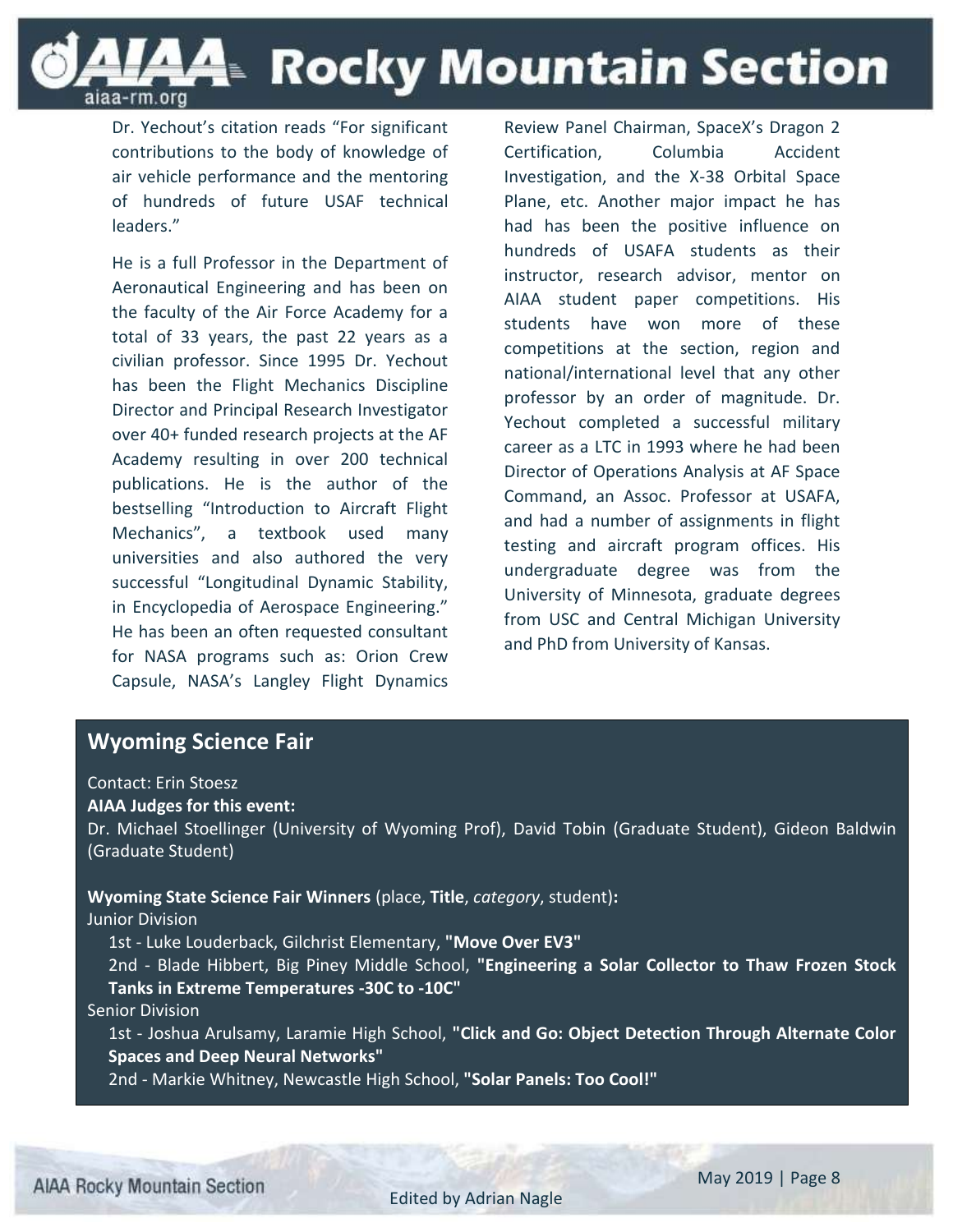Dr. Yechout's citation reads "For significant contributions to the body of knowledge of air vehicle performance and the mentoring of hundreds of future USAF technical leaders."

He is a full Professor in the Department of Aeronautical Engineering and has been on the faculty of the Air Force Academy for a total of 33 years, the past 22 years as a civilian professor. Since 1995 Dr. Yechout has been the Flight Mechanics Discipline Director and Principal Research Investigator over 40+ funded research projects at the AF Academy resulting in over 200 technical publications. He is the author of the bestselling "Introduction to Aircraft Flight Mechanics", a textbook used many universities and also authored the very successful "Longitudinal Dynamic Stability, in Encyclopedia of Aerospace Engineering." He has been an often requested consultant for NASA programs such as: Orion Crew Capsule, NASA's Langley Flight Dynamics Review Panel Chairman, SpaceX's Dragon 2 Certification, Columbia Accident Investigation, and the X-38 Orbital Space Plane, etc. Another major impact he has had has been the positive influence on hundreds of USAFA students as their instructor, research advisor, mentor on AIAA student paper competitions. His students have won more of these competitions at the section, region and national/international level that any other professor by an order of magnitude. Dr. Yechout completed a successful military career as a LTC in 1993 where he had been Director of Operations Analysis at AF Space Command, an Assoc. Professor at USAFA, and had a number of assignments in flight testing and aircraft program offices. His undergraduate degree was from the University of Minnesota, graduate degrees from USC and Central Michigan University and PhD from University of Kansas.

## Wyoming Science Fair

Contact: Erin Stoesz

**AIAA Judges for this event:**

Dr. Michael Stoellinger (University of Wyoming Prof), David Tobin (Graduate Student), Gideon Baldwin (Graduate Student)

**Wyoming State Science Fair Winners** (place, **Title**, *category*, student)**:**

Junior Division

- 1st - Luke Louderback, Gilchrist Elementary, **"Move Over EV3"**
- 2nd - Blade Hibbert, Big Piney Middle School, **"Engineering a Solar Collector to Thaw Frozen Stock Tanks in Extreme Temperatures -30C to -10C"**

Senior Division

- 1st - Joshua Arulsamy, Laramie High School, **"Click and Go: Object Detection Through Alternate Color Spaces and Deep Neural Networks"**
- 2nd - Markie Whitney, Newcastle High School, **"Solar Panels: Too Cool!"**

Edited by Adrian Nagle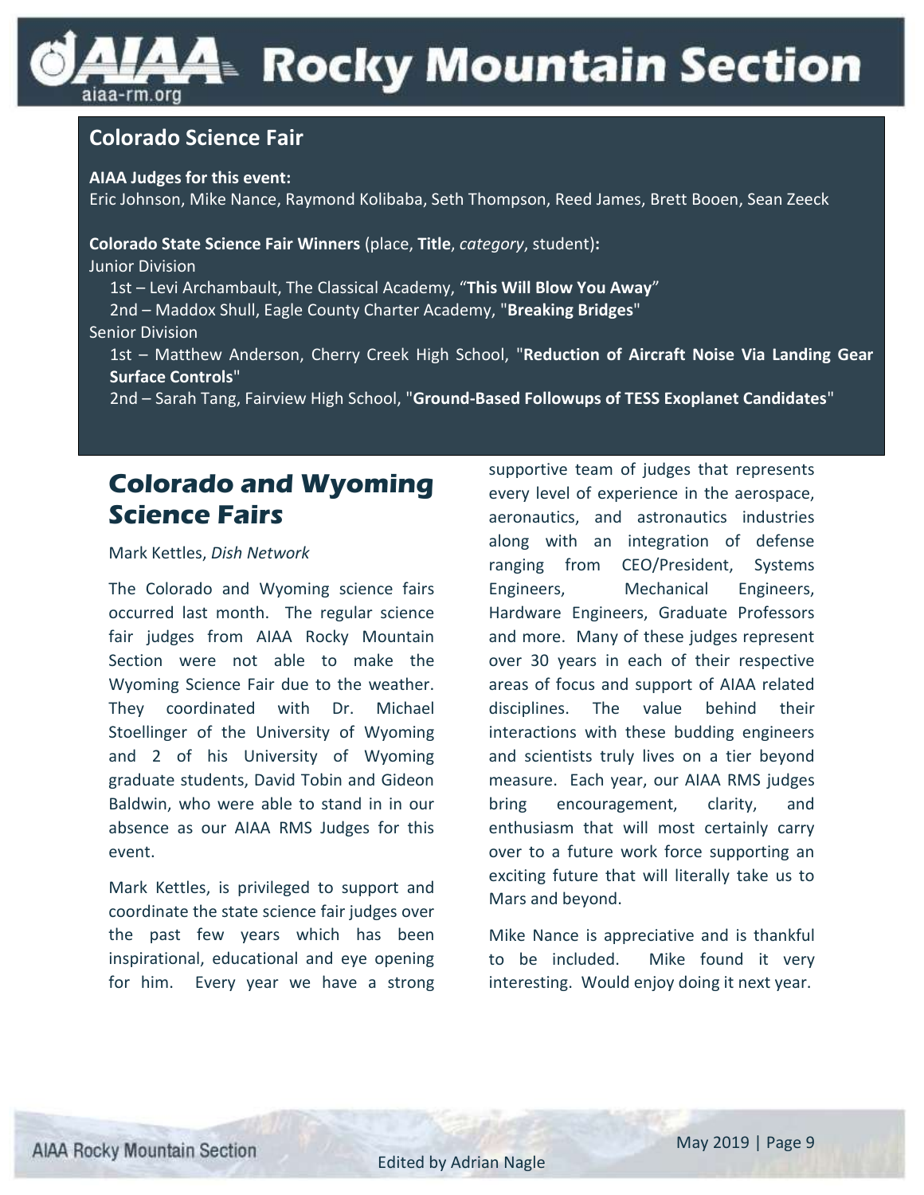## Colorado Science Fair

**AIAA Judges for this event:**
Eric Johnson, Mike Nance, Raymond Kolibaba, Seth Thompson, Reed James, Brett Booen, Sean Zeeck

**Colorado State Science Fair Winners** (place, **Title**, *category*, student)**:**

Junior Division

- 1st – Levi Archambault, The Classical Academy, "**This Will Blow You Away**"
- 2nd – Maddox Shull, Eagle County Charter Academy, "**Breaking Bridges**"

Senior Division

- 1st – Matthew Anderson, Cherry Creek High School, "**Reduction of Aircraft Noise Via Landing Gear Surface Controls**"
- 2nd – Sarah Tang, Fairview High School, "**Ground-Based Followups of TESS Exoplanet Candidates**"

# Colorado and Wyoming Science Fairs

Mark Kettles, *Dish Network*

The Colorado and Wyoming science fairs occurred last month. The regular science fair judges from AIAA Rocky Mountain Section were not able to make the Wyoming Science Fair due to the weather. They coordinated with Dr. Michael Stoellinger of the University of Wyoming and 2 of his University of Wyoming graduate students, David Tobin and Gideon Baldwin, who were able to stand in in our absence as our AIAA RMS Judges for this event.

Mark Kettles, is privileged to support and coordinate the state science fair judges over the past few years which has been inspirational, educational and eye opening for him. Every year we have a strong supportive team of judges that represents every level of experience in the aerospace, aeronautics, and astronautics industries along with an integration of defense ranging from CEO/President, Systems Engineers, Mechanical Engineers, Hardware Engineers, Graduate Professors and more. Many of these judges represent over 30 years in each of their respective areas of focus and support of AIAA related disciplines. The value behind their interactions with these budding engineers and scientists truly lives on a tier beyond measure. Each year, our AIAA RMS judges bring encouragement, clarity, and enthusiasm that will most certainly carry over to a future work force supporting an exciting future that will literally take us to Mars and beyond.

Mike Nance is appreciative and is thankful to be included. Mike found it very interesting. Would enjoy doing it next year.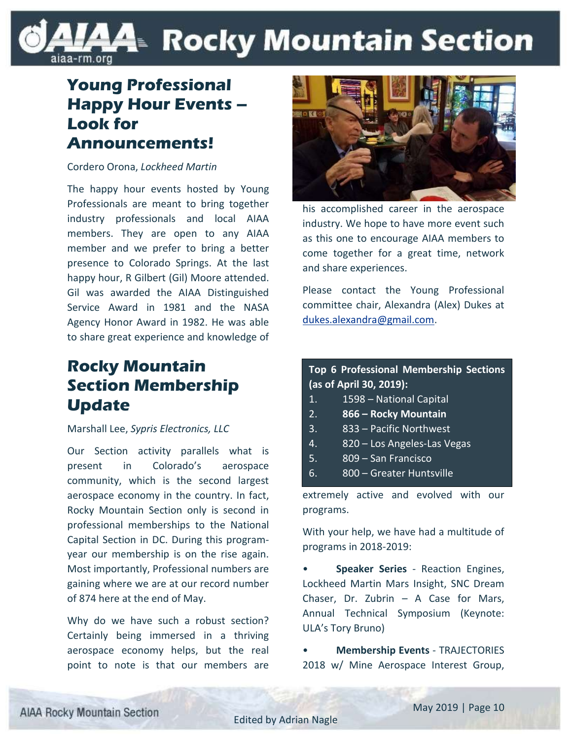## Young Professional Happy Hour Events – Look for Announcements!

Cordero Orona, *Lockheed Martin*

The happy hour events hosted by Young Professionals are meant to bring together industry professionals and local AIAA members. They are open to any AIAA member and we prefer to bring a better presence to Colorado Springs. At the last happy hour, R Gilbert (Gil) Moore attended. Gil was awarded the AIAA Distinguished Service Award in 1981 and the NASA Agency Honor Award in 1982. He was able to share great experience and knowledge of his accomplished career in the aerospace industry. We hope to have more event such as this one to encourage AIAA members to come together for a great time, network and share experiences.

Please contact the Young Professional committee chair, Alexandra (Alex) Dukes at dukes.alexandra@gmail.com.

## Rocky Mountain Section Membership Update

Marshall Lee, *Sypris Electronics, LLC*

Our Section activity parallels what is present in Colorado's aerospace community, which is the second largest aerospace economy in the country. In fact, Rocky Mountain Section only is second in professional memberships to the National Capital Section in DC. During this program-year our membership is on the rise again. Most importantly, Professional numbers are gaining where we are at our record number of 874 here at the end of May.

**Top 6 Professional Membership Sections (as of April 30, 2019):**

1. 1598 – National Capital
2. **866 – Rocky Mountain**
3. 833 – Pacific Northwest
4. 820 – Los Angeles-Las Vegas
5. 809 – San Francisco
6. 800 – Greater Huntsville

Why do we have such a robust section? Certainly being immersed in a thriving aerospace economy helps, but the real point to note is that our members are extremely active and evolved with our programs.

With your help, we have had a multitude of programs in 2018-2019:

- **Speaker Series** - Reaction Engines, Lockheed Martin Mars Insight, SNC Dream Chaser, Dr. Zubrin – A Case for Mars, Annual Technical Symposium (Keynote: ULA's Tory Bruno)
- **Membership Events** - TRAJECTORIES 2018 w/ Mine Aerospace Interest Group,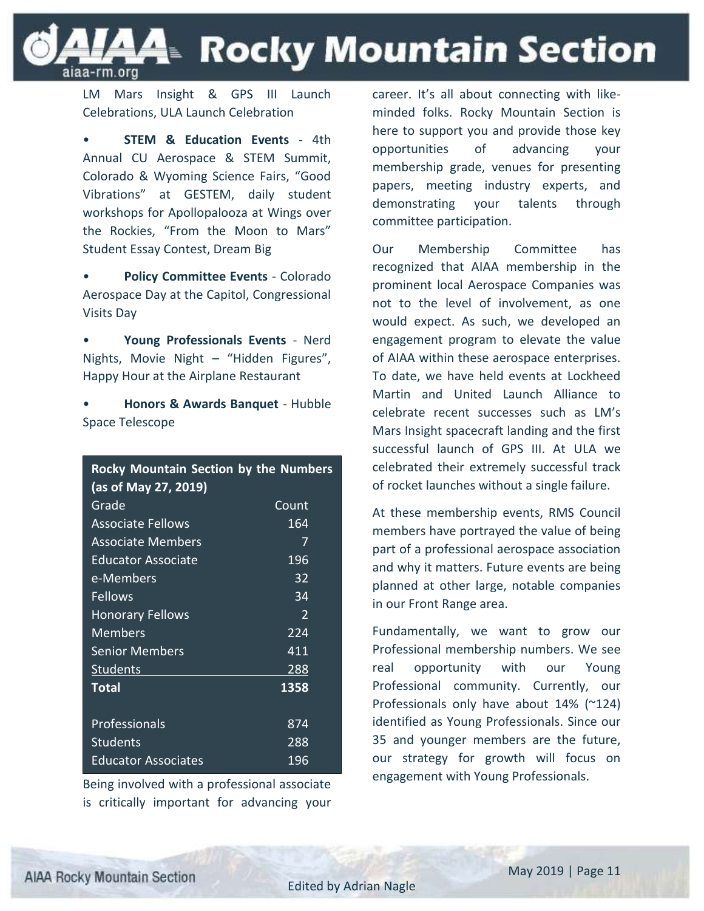LM Mars Insight & GPS III Launch Celebrations, ULA Launch Celebration

- **STEM & Education Events** - 4th Annual CU Aerospace & STEM Summit, Colorado & Wyoming Science Fairs, "Good Vibrations" at GESTEM, daily student workshops for Apollopalooza at Wings over the Rockies, "From the Moon to Mars" Student Essay Contest, Dream Big

- **Policy Committee Events** - Colorado Aerospace Day at the Capitol, Congressional Visits Day

- **Young Professionals Events** - Nerd Nights, Movie Night – "Hidden Figures", Happy Hour at the Airplane Restaurant

- **Honors & Awards Banquet** - Hubble Space Telescope

**Rocky Mountain Section by the Numbers (as of May 27, 2019)**

| Grade | Count |
|---|---|
| Associate Fellows | 164 |
| Associate Members | 7 |
| Educator Associate | 196 |
| e-Members | 32 |
| Fellows | 34 |
| Honorary Fellows | 2 |
| Members | 224 |
| Senior Members | 411 |
| Students | 288 |
| **Total** | **1358** |
| | |
| Professionals | 874 |
| Students | 288 |
| Educator Associates | 196 |

Being involved with a professional associate is critically important for advancing your career. It's all about connecting with like-minded folks. Rocky Mountain Section is here to support you and provide those key opportunities of advancing your membership grade, venues for presenting papers, meeting industry experts, and demonstrating your talents through committee participation.

Our Membership Committee has recognized that AIAA membership in the prominent local Aerospace Companies was not to the level of involvement, as one would expect. As such, we developed an engagement program to elevate the value of AIAA within these aerospace enterprises. To date, we have held events at Lockheed Martin and United Launch Alliance to celebrate recent successes such as LM's Mars Insight spacecraft landing and the first successful launch of GPS III. At ULA we celebrated their extremely successful track of rocket launches without a single failure.

At these membership events, RMS Council members have portrayed the value of being part of a professional aerospace association and why it matters. Future events are being planned at other large, notable companies in our Front Range area.

Fundamentally, we want to grow our Professional membership numbers. We see real opportunity with our Young Professional community. Currently, our Professionals only have about 14% (~124) identified as Young Professionals. Since our 35 and younger members are the future, our strategy for growth will focus on engagement with Young Professionals.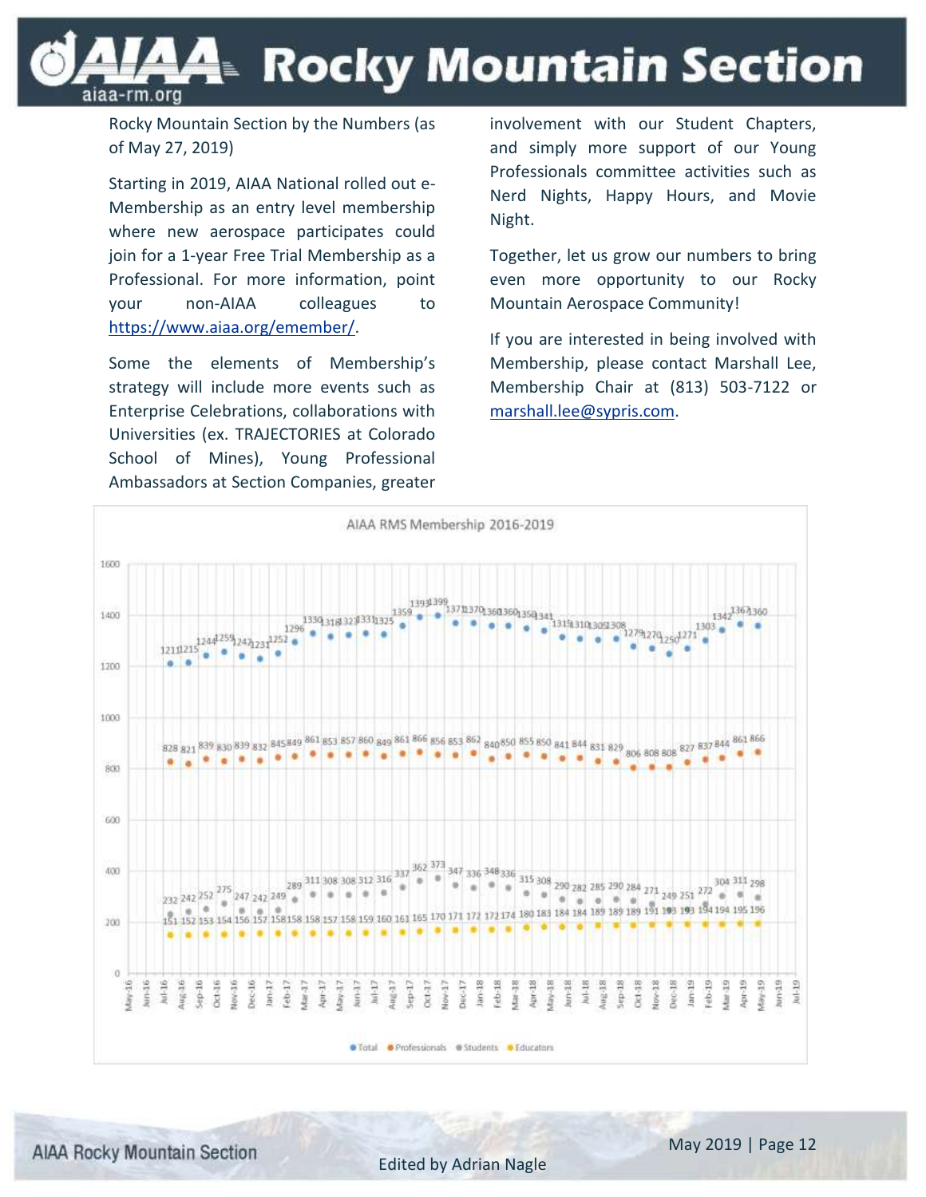Rocky Mountain Section by the Numbers (as of May 27, 2019)

Starting in 2019, AIAA National rolled out e-Membership as an entry level membership where new aerospace participates could join for a 1-year Free Trial Membership as a Professional. For more information, point your non-AIAA colleagues to https://www.aiaa.org/emember/.

Some the elements of Membership's strategy will include more events such as Enterprise Celebrations, collaborations with Universities (ex. TRAJECTORIES at Colorado School of Mines), Young Professional Ambassadors at Section Companies, greater involvement with our Student Chapters, and simply more support of our Young Professionals committee activities such as Nerd Nights, Happy Hours, and Movie Night.

Together, let us grow our numbers to bring even more opportunity to our Rocky Mountain Aerospace Community!

If you are interested in being involved with Membership, please contact Marshall Lee, Membership Chair at (813) 503-7122 or marshall.lee@sypris.com.

AIAA RMS Membership 2016-2019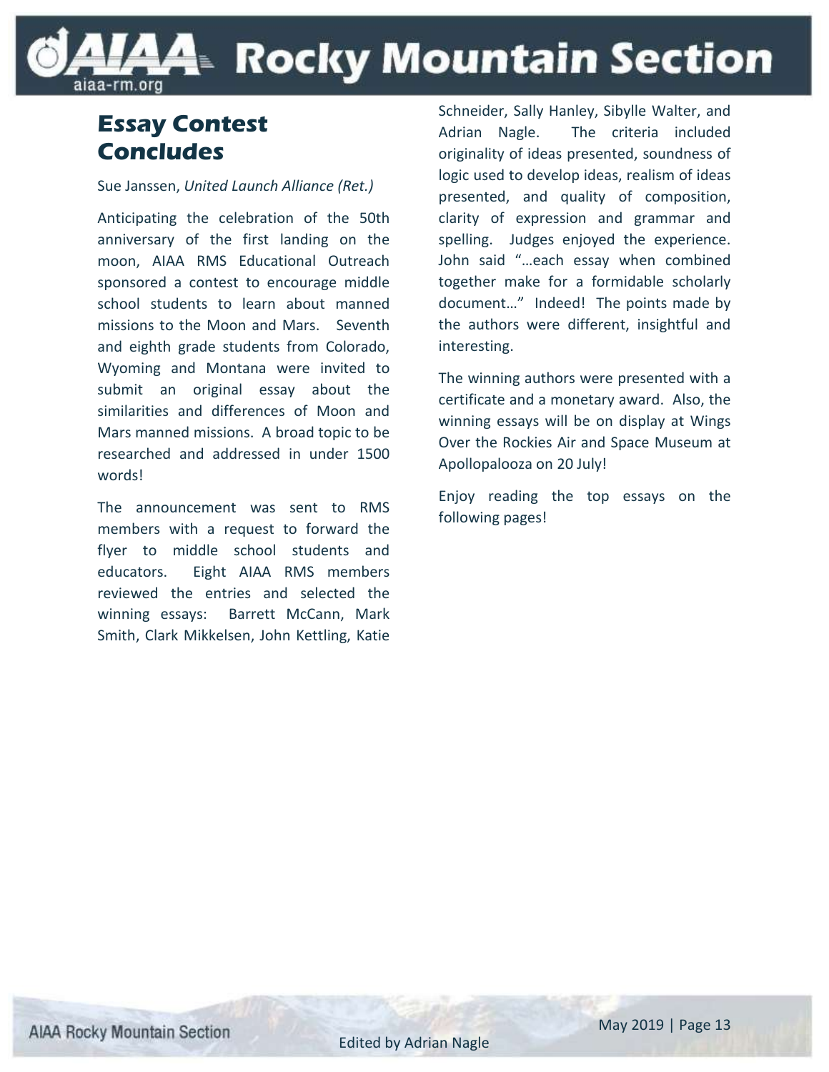## Essay Contest Concludes

Sue Janssen, *United Launch Alliance (Ret.)*

Anticipating the celebration of the 50th anniversary of the first landing on the moon, AIAA RMS Educational Outreach sponsored a contest to encourage middle school students to learn about manned missions to the Moon and Mars. Seventh and eighth grade students from Colorado, Wyoming and Montana were invited to submit an original essay about the similarities and differences of Moon and Mars manned missions. A broad topic to be researched and addressed in under 1500 words!

The announcement was sent to RMS members with a request to forward the flyer to middle school students and educators. Eight AIAA RMS members reviewed the entries and selected the winning essays: Barrett McCann, Mark Smith, Clark Mikkelsen, John Kettling, Katie Schneider, Sally Hanley, Sibylle Walter, and Adrian Nagle. The criteria included originality of ideas presented, soundness of logic used to develop ideas, realism of ideas presented, and quality of composition, clarity of expression and grammar and spelling. Judges enjoyed the experience. John said "…each essay when combined together make for a formidable scholarly document…" Indeed! The points made by the authors were different, insightful and interesting.

The winning authors were presented with a certificate and a monetary award. Also, the winning essays will be on display at Wings Over the Rockies Air and Space Museum at Apollopalooza on 20 July!

Enjoy reading the top essays on the following pages!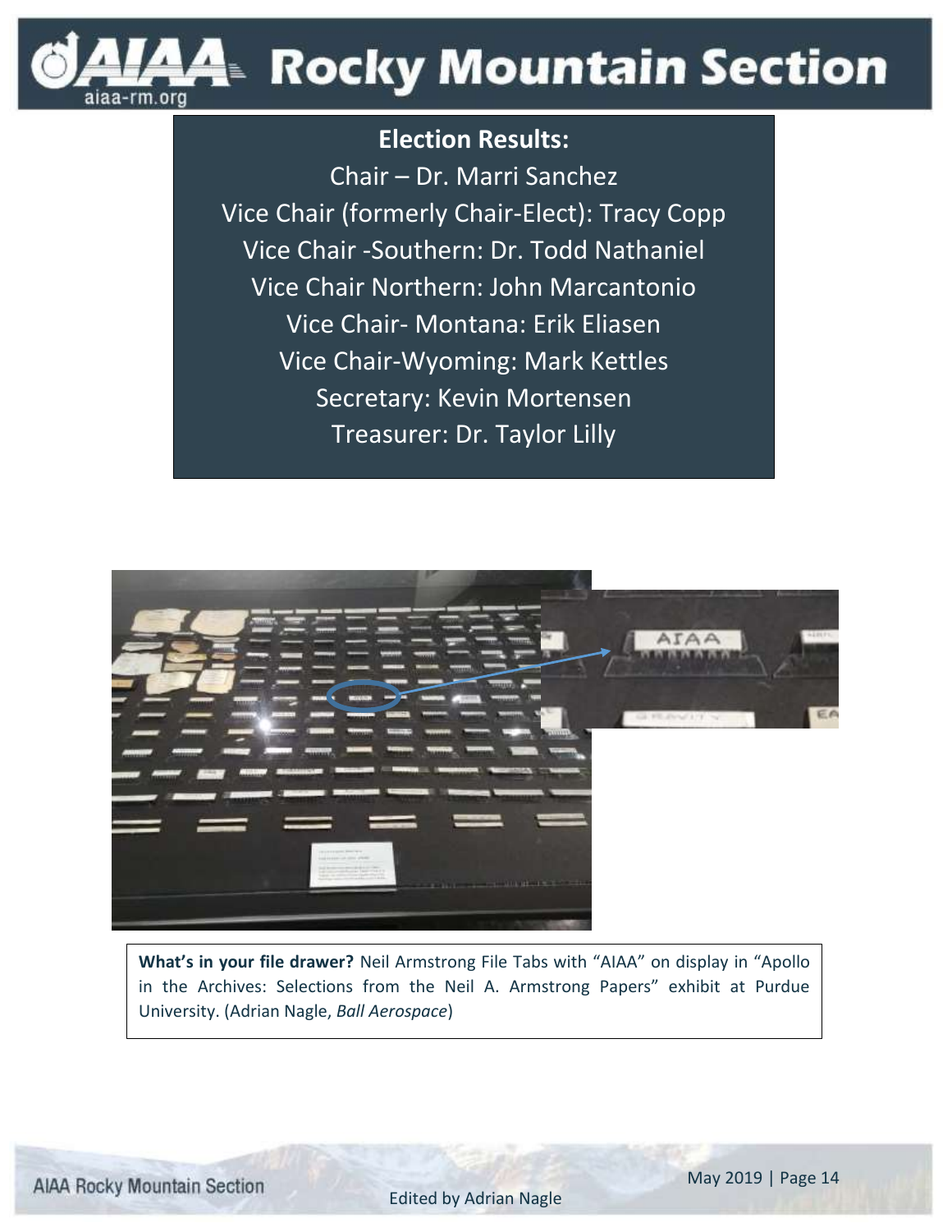**Election Results:**

Chair – Dr. Marri Sanchez

Vice Chair (formerly Chair-Elect): Tracy Copp

Vice Chair -Southern: Dr. Todd Nathaniel

Vice Chair Northern: John Marcantonio

Vice Chair- Montana: Erik Eliasen

Vice Chair-Wyoming: Mark Kettles

Secretary: Kevin Mortensen

Treasurer: Dr. Taylor Lilly

**What's in your file drawer?** Neil Armstrong File Tabs with "AIAA" on display in "Apollo in the Archives: Selections from the Neil A. Armstrong Papers" exhibit at Purdue University. (Adrian Nagle, *Ball Aerospace*)

Edited by Adrian Nagle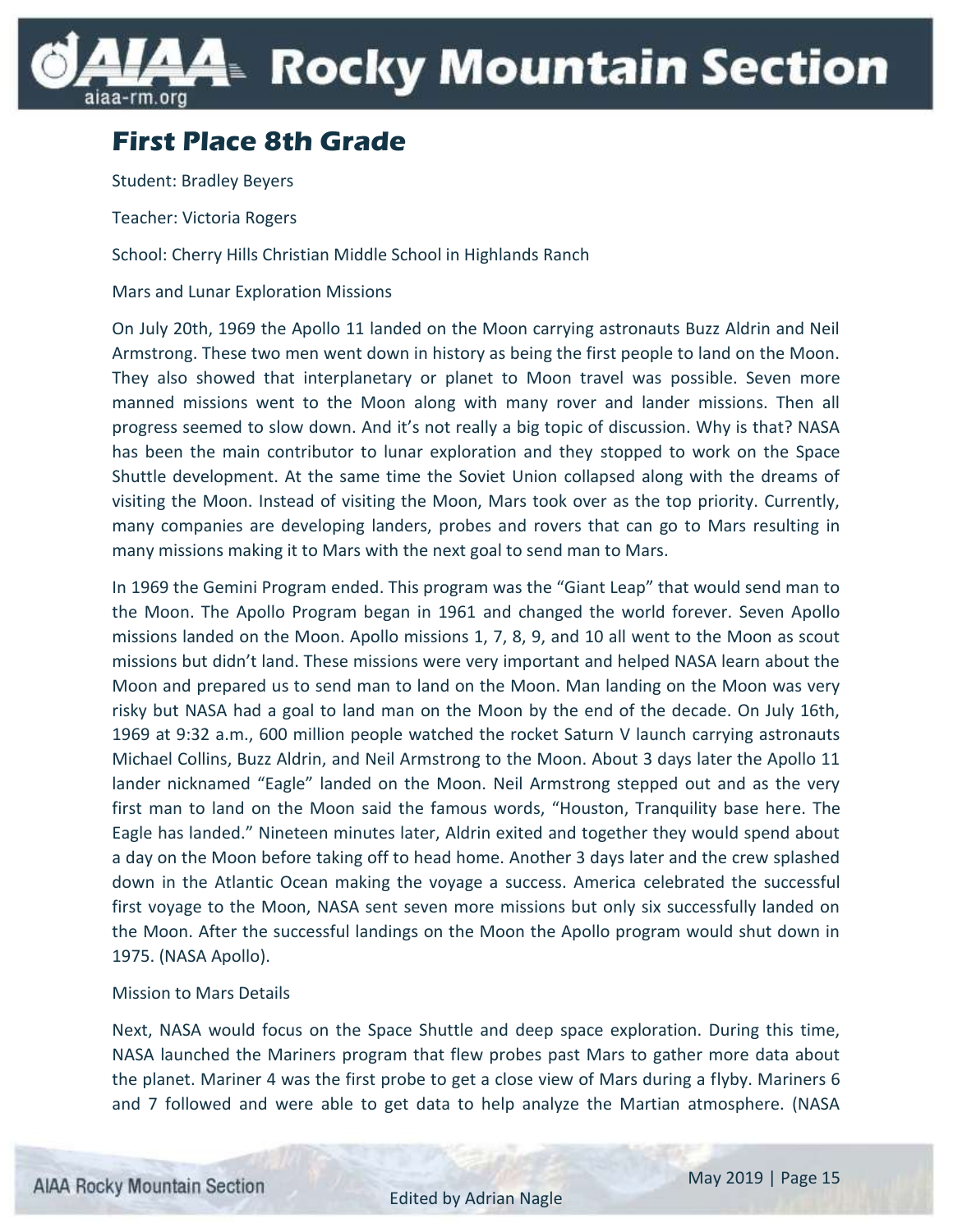## First Place 8th Grade

Student: Bradley Beyers

Teacher: Victoria Rogers

School: Cherry Hills Christian Middle School in Highlands Ranch

Mars and Lunar Exploration Missions

On July 20th, 1969 the Apollo 11 landed on the Moon carrying astronauts Buzz Aldrin and Neil Armstrong. These two men went down in history as being the first people to land on the Moon. They also showed that interplanetary or planet to Moon travel was possible. Seven more manned missions went to the Moon along with many rover and lander missions. Then all progress seemed to slow down. And it's not really a big topic of discussion. Why is that? NASA has been the main contributor to lunar exploration and they stopped to work on the Space Shuttle development. At the same time the Soviet Union collapsed along with the dreams of visiting the Moon. Instead of visiting the Moon, Mars took over as the top priority. Currently, many companies are developing landers, probes and rovers that can go to Mars resulting in many missions making it to Mars with the next goal to send man to Mars.

In 1969 the Gemini Program ended. This program was the "Giant Leap" that would send man to the Moon. The Apollo Program began in 1961 and changed the world forever. Seven Apollo missions landed on the Moon. Apollo missions 1, 7, 8, 9, and 10 all went to the Moon as scout missions but didn't land. These missions were very important and helped NASA learn about the Moon and prepared us to send man to land on the Moon. Man landing on the Moon was very risky but NASA had a goal to land man on the Moon by the end of the decade. On July 16th, 1969 at 9:32 a.m., 600 million people watched the rocket Saturn V launch carrying astronauts Michael Collins, Buzz Aldrin, and Neil Armstrong to the Moon. About 3 days later the Apollo 11 lander nicknamed "Eagle" landed on the Moon. Neil Armstrong stepped out and as the very first man to land on the Moon said the famous words, "Houston, Tranquility base here. The Eagle has landed." Nineteen minutes later, Aldrin exited and together they would spend about a day on the Moon before taking off to head home. Another 3 days later and the crew splashed down in the Atlantic Ocean making the voyage a success. America celebrated the successful first voyage to the Moon, NASA sent seven more missions but only six successfully landed on the Moon. After the successful landings on the Moon the Apollo program would shut down in 1975. (NASA Apollo).

Mission to Mars Details

Next, NASA would focus on the Space Shuttle and deep space exploration. During this time, NASA launched the Mariners program that flew probes past Mars to gather more data about the planet. Mariner 4 was the first probe to get a close view of Mars during a flyby. Mariners 6 and 7 followed and were able to get data to help analyze the Martian atmosphere. (NASA

Edited by Adrian Nagle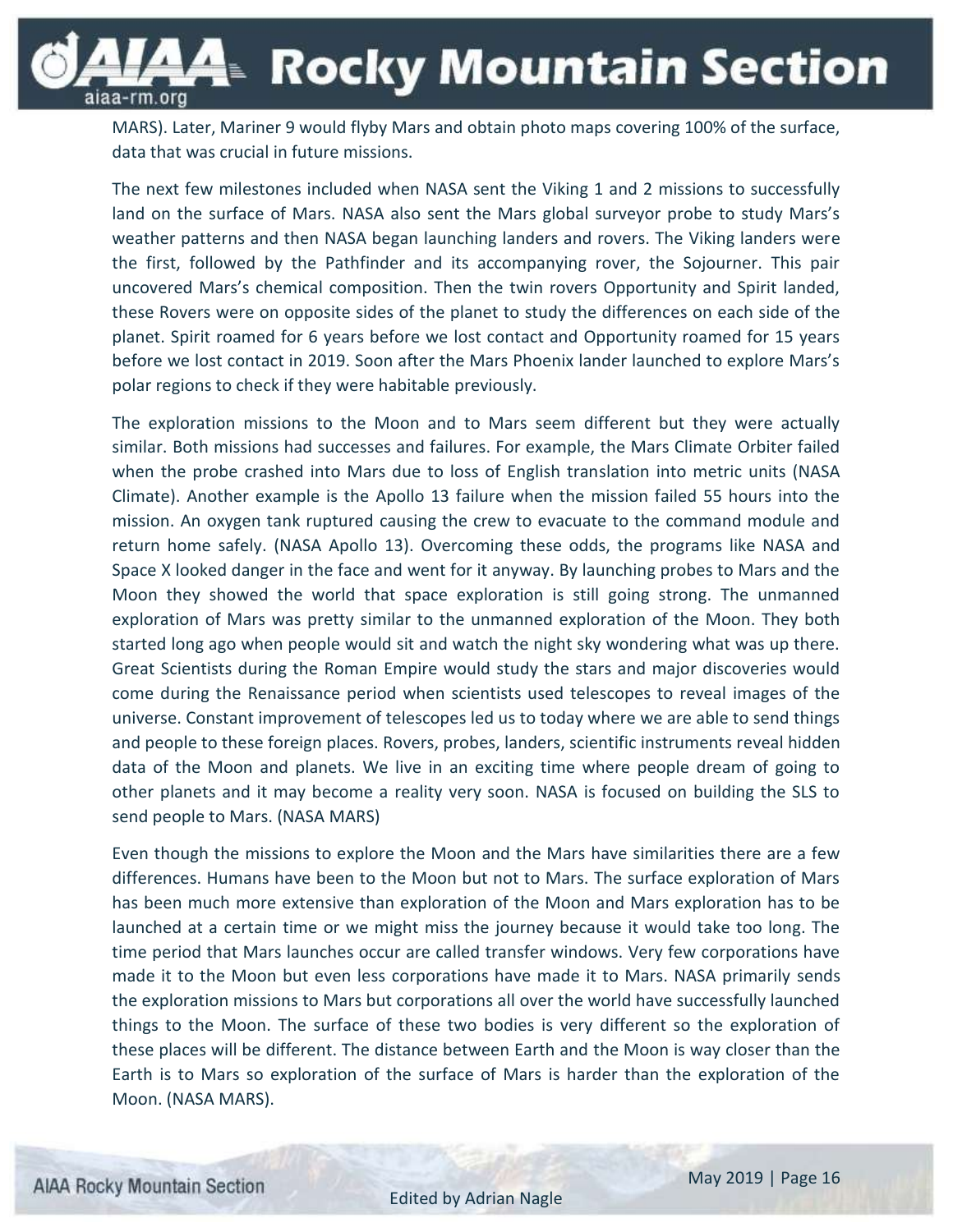MARS). Later, Mariner 9 would flyby Mars and obtain photo maps covering 100% of the surface, data that was crucial in future missions.

The next few milestones included when NASA sent the Viking 1 and 2 missions to successfully land on the surface of Mars. NASA also sent the Mars global surveyor probe to study Mars's weather patterns and then NASA began launching landers and rovers. The Viking landers were the first, followed by the Pathfinder and its accompanying rover, the Sojourner. This pair uncovered Mars's chemical composition. Then the twin rovers Opportunity and Spirit landed, these Rovers were on opposite sides of the planet to study the differences on each side of the planet. Spirit roamed for 6 years before we lost contact and Opportunity roamed for 15 years before we lost contact in 2019. Soon after the Mars Phoenix lander launched to explore Mars's polar regions to check if they were habitable previously.

The exploration missions to the Moon and to Mars seem different but they were actually similar. Both missions had successes and failures. For example, the Mars Climate Orbiter failed when the probe crashed into Mars due to loss of English translation into metric units (NASA Climate). Another example is the Apollo 13 failure when the mission failed 55 hours into the mission. An oxygen tank ruptured causing the crew to evacuate to the command module and return home safely. (NASA Apollo 13). Overcoming these odds, the programs like NASA and Space X looked danger in the face and went for it anyway. By launching probes to Mars and the Moon they showed the world that space exploration is still going strong. The unmanned exploration of Mars was pretty similar to the unmanned exploration of the Moon. They both started long ago when people would sit and watch the night sky wondering what was up there. Great Scientists during the Roman Empire would study the stars and major discoveries would come during the Renaissance period when scientists used telescopes to reveal images of the universe. Constant improvement of telescopes led us to today where we are able to send things and people to these foreign places. Rovers, probes, landers, scientific instruments reveal hidden data of the Moon and planets. We live in an exciting time where people dream of going to other planets and it may become a reality very soon. NASA is focused on building the SLS to send people to Mars. (NASA MARS)

Even though the missions to explore the Moon and the Mars have similarities there are a few differences. Humans have been to the Moon but not to Mars. The surface exploration of Mars has been much more extensive than exploration of the Moon and Mars exploration has to be launched at a certain time or we might miss the journey because it would take too long. The time period that Mars launches occur are called transfer windows. Very few corporations have made it to the Moon but even less corporations have made it to Mars. NASA primarily sends the exploration missions to Mars but corporations all over the world have successfully launched things to the Moon. The surface of these two bodies is very different so the exploration of these places will be different. The distance between Earth and the Moon is way closer than the Earth is to Mars so exploration of the surface of Mars is harder than the exploration of the Moon. (NASA MARS).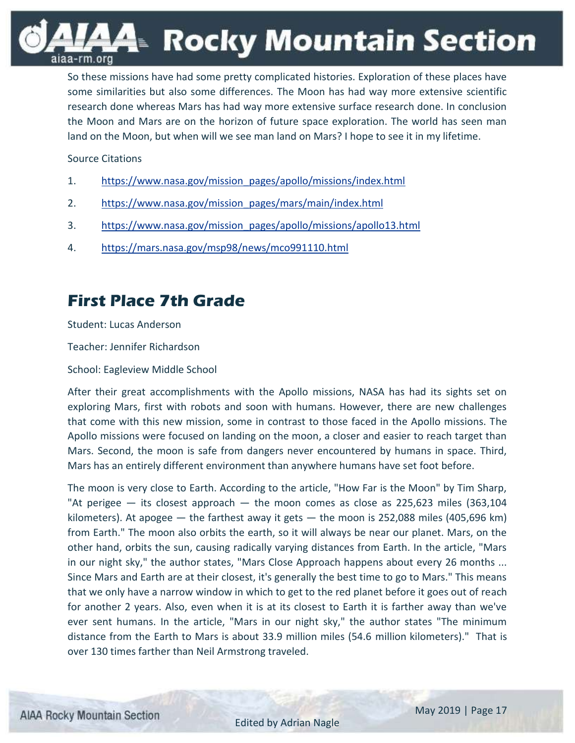So these missions have had some pretty complicated histories. Exploration of these places have some similarities but also some differences. The Moon has had way more extensive scientific research done whereas Mars has had way more extensive surface research done. In conclusion the Moon and Mars are on the horizon of future space exploration. The world has seen man land on the Moon, but when will we see man land on Mars? I hope to see it in my lifetime.

Source Citations

1. https://www.nasa.gov/mission_pages/apollo/missions/index.html
2. https://www.nasa.gov/mission_pages/mars/main/index.html
3. https://www.nasa.gov/mission_pages/apollo/missions/apollo13.html
4. https://mars.nasa.gov/msp98/news/mco991110.html

## First Place 7th Grade

Student: Lucas Anderson

Teacher: Jennifer Richardson

School: Eagleview Middle School

After their great accomplishments with the Apollo missions, NASA has had its sights set on exploring Mars, first with robots and soon with humans. However, there are new challenges that come with this new mission, some in contrast to those faced in the Apollo missions. The Apollo missions were focused on landing on the moon, a closer and easier to reach target than Mars. Second, the moon is safe from dangers never encountered by humans in space. Third, Mars has an entirely different environment than anywhere humans have set foot before.

The moon is very close to Earth. According to the article, "How Far is the Moon" by Tim Sharp, "At perigee — its closest approach — the moon comes as close as 225,623 miles (363,104 kilometers). At apogee — the farthest away it gets — the moon is 252,088 miles (405,696 km) from Earth." The moon also orbits the earth, so it will always be near our planet. Mars, on the other hand, orbits the sun, causing radically varying distances from Earth. In the article, "Mars in our night sky," the author states, "Mars Close Approach happens about every 26 months ... Since Mars and Earth are at their closest, it's generally the best time to go to Mars." This means that we only have a narrow window in which to get to the red planet before it goes out of reach for another 2 years. Also, even when it is at its closest to Earth it is farther away than we've ever sent humans. In the article, "Mars in our night sky," the author states "The minimum distance from the Earth to Mars is about 33.9 million miles (54.6 million kilometers)." That is over 130 times farther than Neil Armstrong traveled.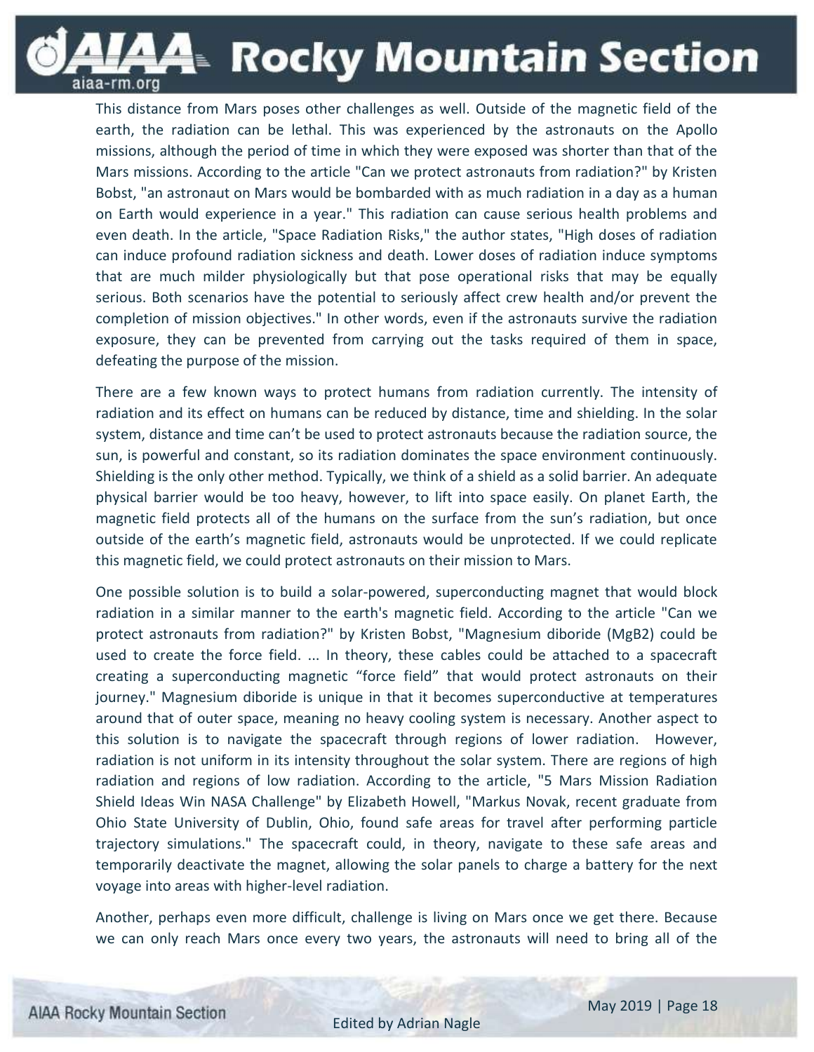This distance from Mars poses other challenges as well. Outside of the magnetic field of the earth, the radiation can be lethal. This was experienced by the astronauts on the Apollo missions, although the period of time in which they were exposed was shorter than that of the Mars missions. According to the article "Can we protect astronauts from radiation?" by Kristen Bobst, "an astronaut on Mars would be bombarded with as much radiation in a day as a human on Earth would experience in a year." This radiation can cause serious health problems and even death. In the article, "Space Radiation Risks," the author states, "High doses of radiation can induce profound radiation sickness and death. Lower doses of radiation induce symptoms that are much milder physiologically but that pose operational risks that may be equally serious. Both scenarios have the potential to seriously affect crew health and/or prevent the completion of mission objectives." In other words, even if the astronauts survive the radiation exposure, they can be prevented from carrying out the tasks required of them in space, defeating the purpose of the mission.

There are a few known ways to protect humans from radiation currently. The intensity of radiation and its effect on humans can be reduced by distance, time and shielding. In the solar system, distance and time can't be used to protect astronauts because the radiation source, the sun, is powerful and constant, so its radiation dominates the space environment continuously. Shielding is the only other method. Typically, we think of a shield as a solid barrier. An adequate physical barrier would be too heavy, however, to lift into space easily. On planet Earth, the magnetic field protects all of the humans on the surface from the sun's radiation, but once outside of the earth's magnetic field, astronauts would be unprotected. If we could replicate this magnetic field, we could protect astronauts on their mission to Mars.

One possible solution is to build a solar-powered, superconducting magnet that would block radiation in a similar manner to the earth's magnetic field. According to the article "Can we protect astronauts from radiation?" by Kristen Bobst, "Magnesium diboride ($MgB_2$) could be used to create the force field. ... In theory, these cables could be attached to a spacecraft creating a superconducting magnetic "force field" that would protect astronauts on their journey." Magnesium diboride is unique in that it becomes superconductive at temperatures around that of outer space, meaning no heavy cooling system is necessary. Another aspect to this solution is to navigate the spacecraft through regions of lower radiation. However, radiation is not uniform in its intensity throughout the solar system. There are regions of high radiation and regions of low radiation. According to the article, "5 Mars Mission Radiation Shield Ideas Win NASA Challenge" by Elizabeth Howell, "Markus Novak, recent graduate from Ohio State University of Dublin, Ohio, found safe areas for travel after performing particle trajectory simulations." The spacecraft could, in theory, navigate to these safe areas and temporarily deactivate the magnet, allowing the solar panels to charge a battery for the next voyage into areas with higher-level radiation.

Another, perhaps even more difficult, challenge is living on Mars once we get there. Because we can only reach Mars once every two years, the astronauts will need to bring all of the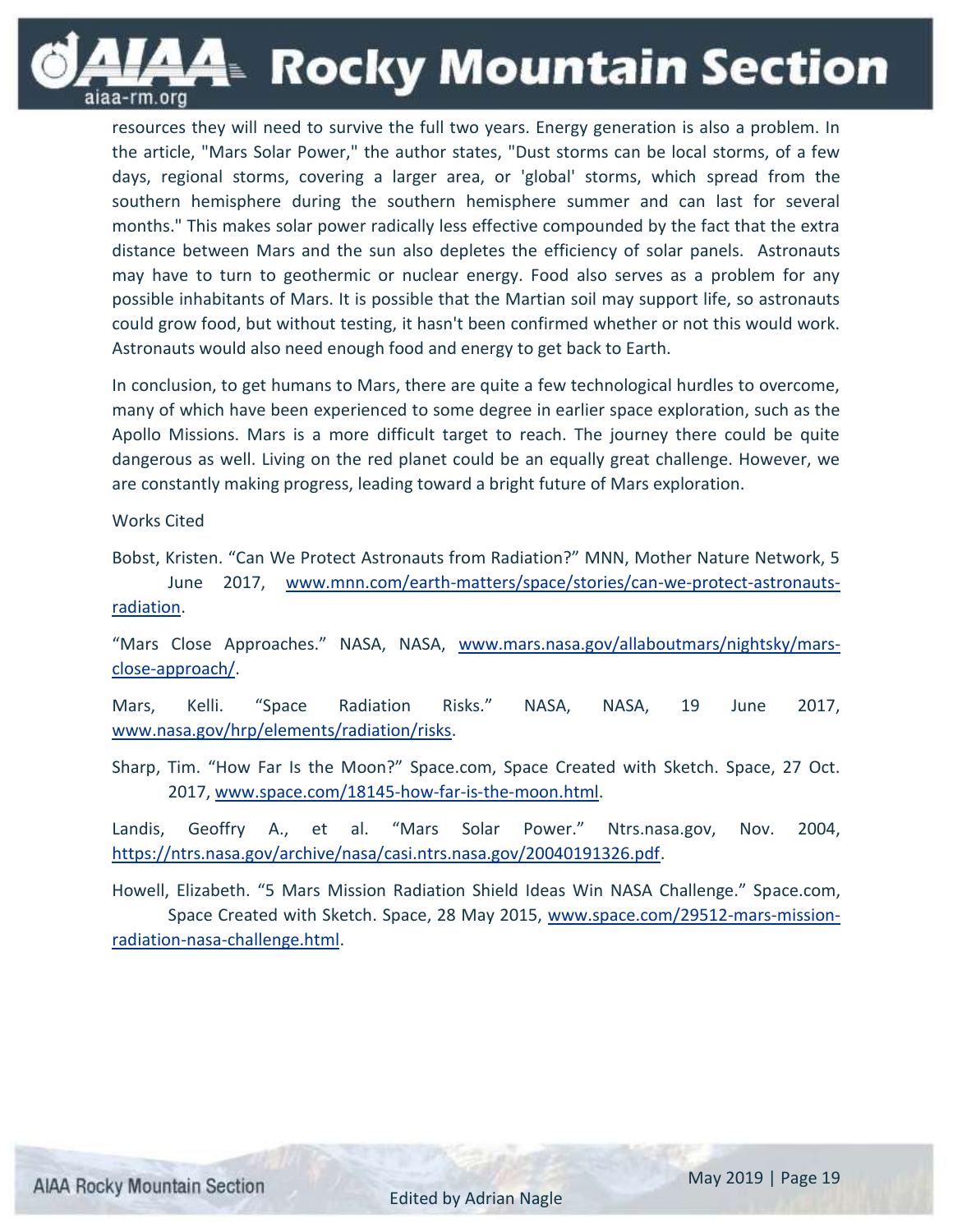resources they will need to survive the full two years. Energy generation is also a problem. In the article, "Mars Solar Power," the author states, "Dust storms can be local storms, of a few days, regional storms, covering a larger area, or 'global' storms, which spread from the southern hemisphere during the southern hemisphere summer and can last for several months." This makes solar power radically less effective compounded by the fact that the extra distance between Mars and the sun also depletes the efficiency of solar panels. Astronauts may have to turn to geothermic or nuclear energy. Food also serves as a problem for any possible inhabitants of Mars. It is possible that the Martian soil may support life, so astronauts could grow food, but without testing, it hasn't been confirmed whether or not this would work. Astronauts would also need enough food and energy to get back to Earth.

In conclusion, to get humans to Mars, there are quite a few technological hurdles to overcome, many of which have been experienced to some degree in earlier space exploration, such as the Apollo Missions. Mars is a more difficult target to reach. The journey there could be quite dangerous as well. Living on the red planet could be an equally great challenge. However, we are constantly making progress, leading toward a bright future of Mars exploration.

Works Cited

Bobst, Kristen. “Can We Protect Astronauts from Radiation?” MNN, Mother Nature Network, 5 June 2017, www.mnn.com/earth-matters/space/stories/can-we-protect-astronauts-radiation.

“Mars Close Approaches.” NASA, NASA, www.mars.nasa.gov/allaboutmars/nightsky/mars-close-approach/.

Mars, Kelli. “Space Radiation Risks.” NASA, NASA, 19 June 2017, www.nasa.gov/hrp/elements/radiation/risks.

Sharp, Tim. “How Far Is the Moon?” Space.com, Space Created with Sketch. Space, 27 Oct. 2017, www.space.com/18145-how-far-is-the-moon.html.

Landis, Geoffry A., et al. “Mars Solar Power.” Ntrs.nasa.gov, Nov. 2004, https://ntrs.nasa.gov/archive/nasa/casi.ntrs.nasa.gov/20040191326.pdf.

Howell, Elizabeth. “5 Mars Mission Radiation Shield Ideas Win NASA Challenge.” Space.com, Space Created with Sketch. Space, 28 May 2015, www.space.com/29512-mars-mission-radiation-nasa-challenge.html.